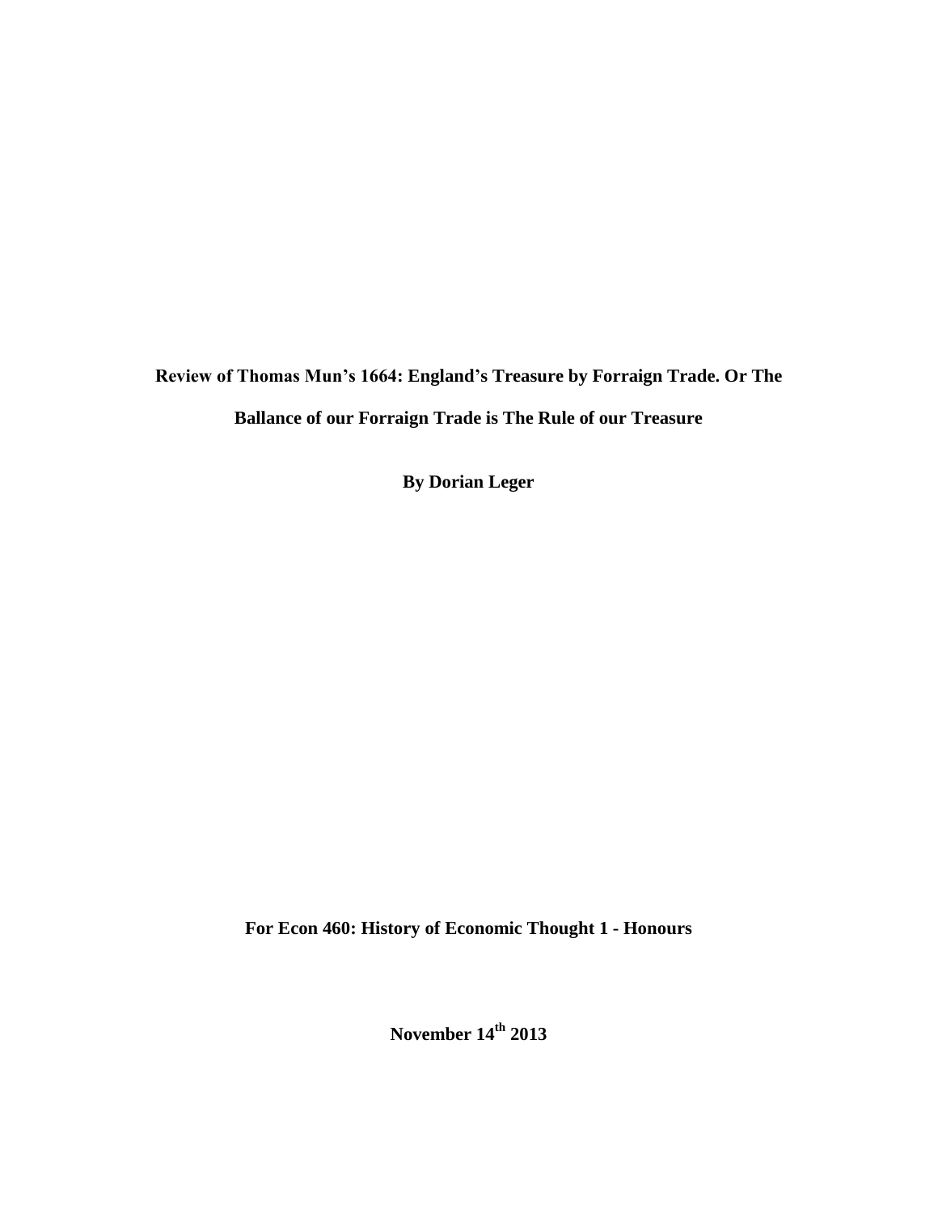**Review of Thomas Mun's 1664: England's Treasure by Forraign Trade. Or The Ballance of our Forraign Trade is The Rule of our Treasure**

**By Dorian Leger**

**For Econ 460: History of Economic Thought 1 - Honours**

**November 14th 2013**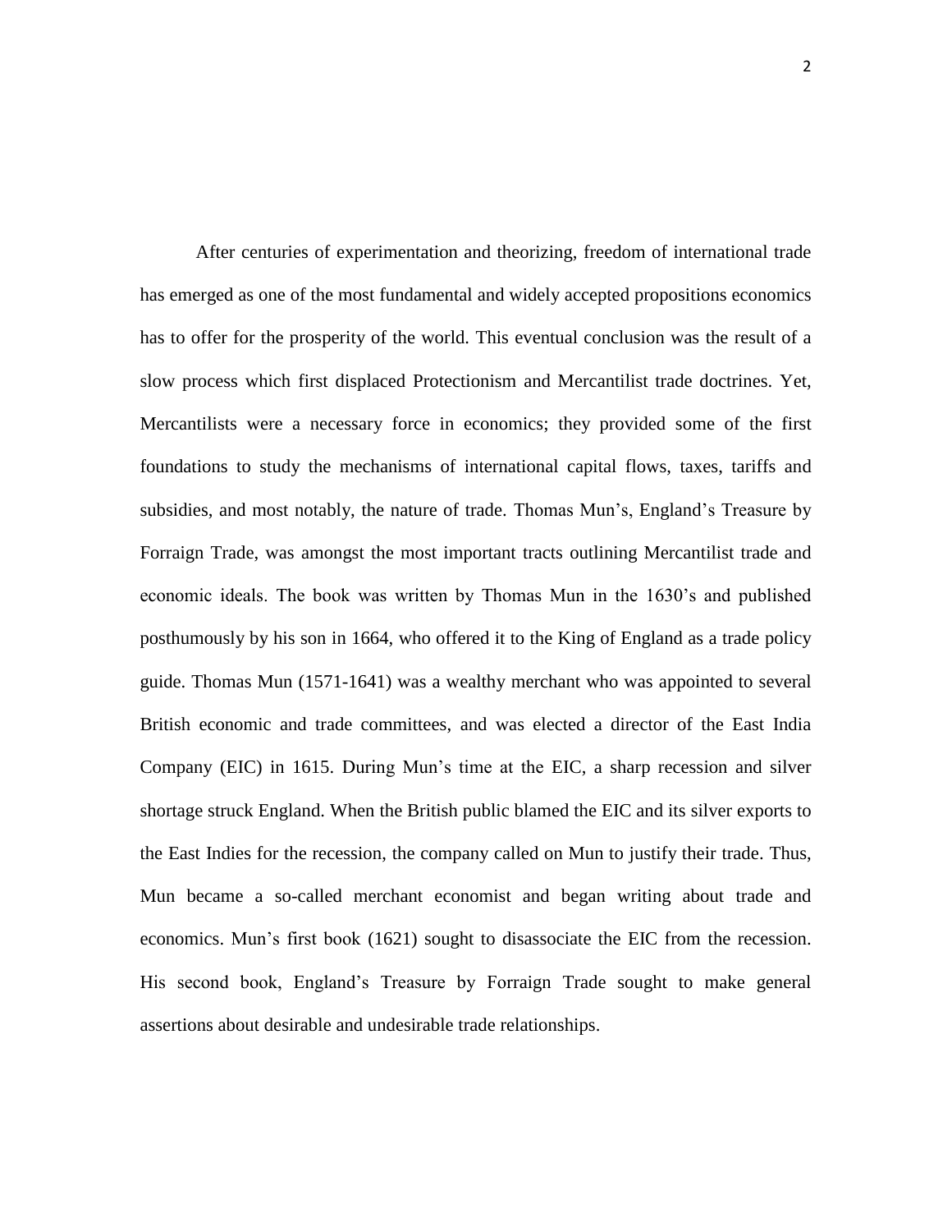After centuries of experimentation and theorizing, freedom of international trade has emerged as one of the most fundamental and widely accepted propositions economics has to offer for the prosperity of the world. This eventual conclusion was the result of a slow process which first displaced Protectionism and Mercantilist trade doctrines. Yet, Mercantilists were a necessary force in economics; they provided some of the first foundations to study the mechanisms of international capital flows, taxes, tariffs and subsidies, and most notably, the nature of trade. Thomas Mun's, England's Treasure by Forraign Trade, was amongst the most important tracts outlining Mercantilist trade and economic ideals. The book was written by Thomas Mun in the 1630's and published posthumously by his son in 1664, who offered it to the King of England as a trade policy guide. Thomas Mun (1571-1641) was a wealthy merchant who was appointed to several British economic and trade committees, and was elected a director of the East India Company (EIC) in 1615. During Mun's time at the EIC, a sharp recession and silver shortage struck England. When the British public blamed the EIC and its silver exports to the East Indies for the recession, the company called on Mun to justify their trade. Thus, Mun became a so-called merchant economist and began writing about trade and economics. Mun's first book (1621) sought to disassociate the EIC from the recession. His second book, England's Treasure by Forraign Trade sought to make general assertions about desirable and undesirable trade relationships.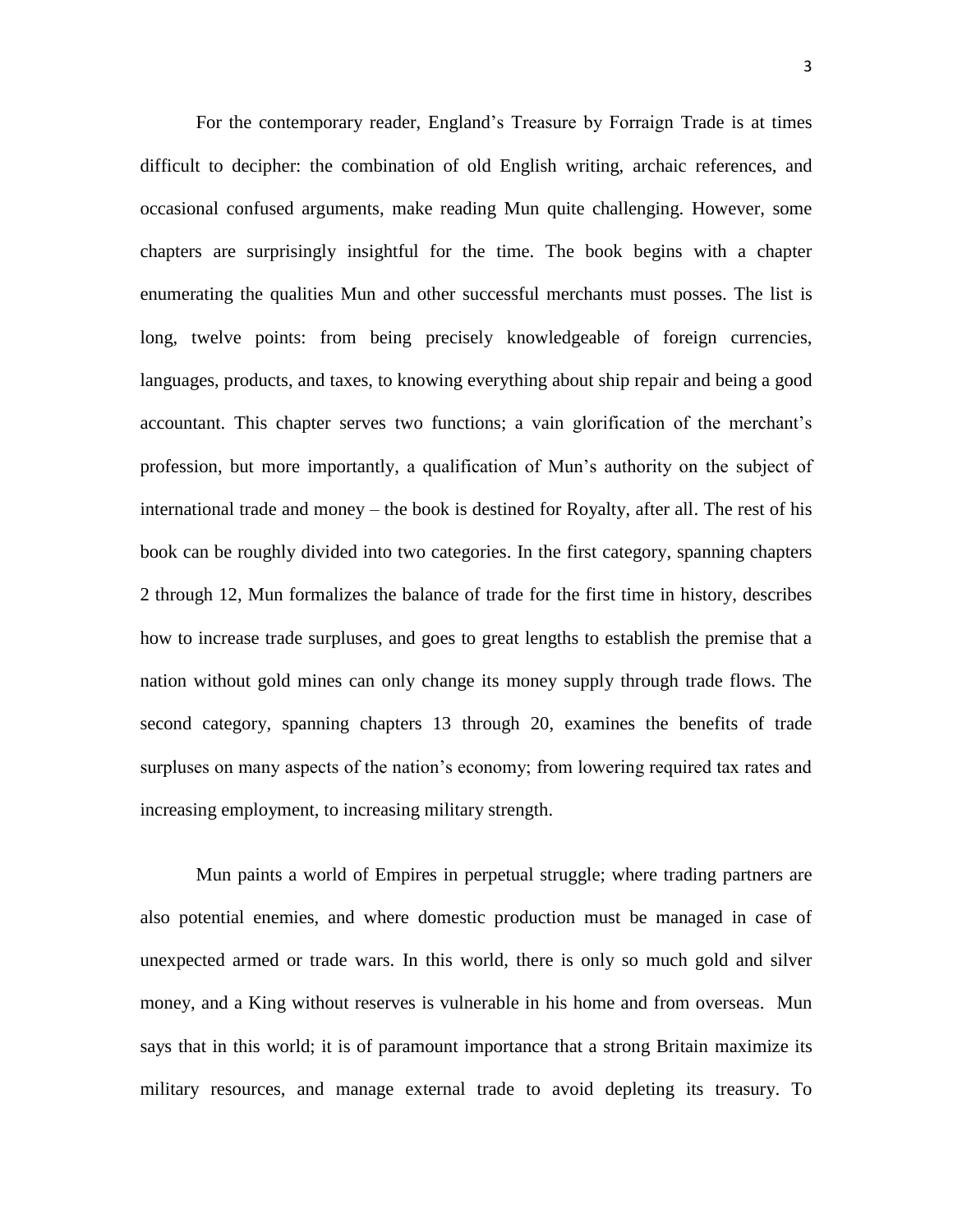For the contemporary reader, England's Treasure by Forraign Trade is at times difficult to decipher: the combination of old English writing, archaic references, and occasional confused arguments, make reading Mun quite challenging. However, some chapters are surprisingly insightful for the time. The book begins with a chapter enumerating the qualities Mun and other successful merchants must posses. The list is long, twelve points: from being precisely knowledgeable of foreign currencies, languages, products, and taxes, to knowing everything about ship repair and being a good accountant. This chapter serves two functions; a vain glorification of the merchant's profession, but more importantly, a qualification of Mun's authority on the subject of international trade and money – the book is destined for Royalty, after all. The rest of his book can be roughly divided into two categories. In the first category, spanning chapters 2 through 12, Mun formalizes the balance of trade for the first time in history, describes how to increase trade surpluses, and goes to great lengths to establish the premise that a nation without gold mines can only change its money supply through trade flows. The second category, spanning chapters 13 through 20, examines the benefits of trade surpluses on many aspects of the nation's economy; from lowering required tax rates and increasing employment, to increasing military strength.

Mun paints a world of Empires in perpetual struggle; where trading partners are also potential enemies, and where domestic production must be managed in case of unexpected armed or trade wars. In this world, there is only so much gold and silver money, and a King without reserves is vulnerable in his home and from overseas. Mun says that in this world; it is of paramount importance that a strong Britain maximize its military resources, and manage external trade to avoid depleting its treasury. To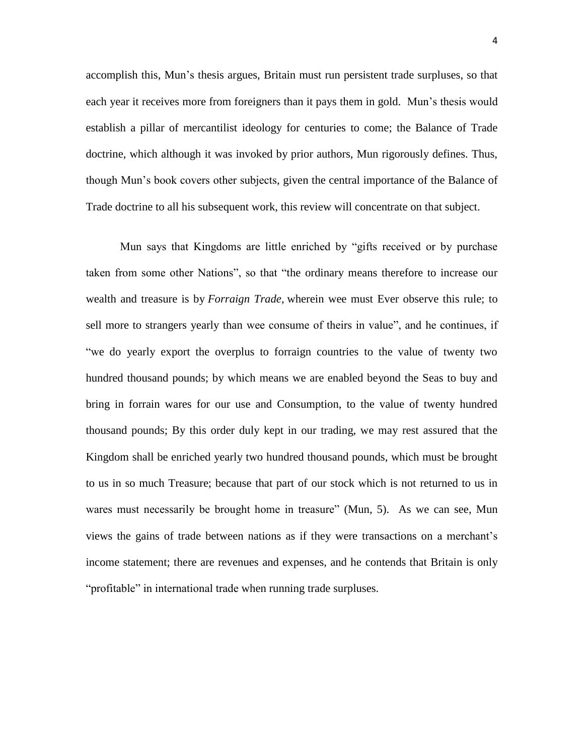accomplish this, Mun's thesis argues, Britain must run persistent trade surpluses, so that each year it receives more from foreigners than it pays them in gold. Mun's thesis would establish a pillar of mercantilist ideology for centuries to come; the Balance of Trade doctrine, which although it was invoked by prior authors, Mun rigorously defines. Thus, though Mun's book covers other subjects, given the central importance of the Balance of Trade doctrine to all his subsequent work, this review will concentrate on that subject.

Mun says that Kingdoms are little enriched by "gifts received or by purchase taken from some other Nations", so that "the ordinary means therefore to increase our wealth and treasure is by *Forraign Trade*, wherein wee must Ever observe this rule; to sell more to strangers yearly than wee consume of theirs in value", and he continues, if "we do yearly export the overplus to forraign countries to the value of twenty two hundred thousand pounds; by which means we are enabled beyond the Seas to buy and bring in forrain wares for our use and Consumption, to the value of twenty hundred thousand pounds; By this order duly kept in our trading, we may rest assured that the Kingdom shall be enriched yearly two hundred thousand pounds, which must be brought to us in so much Treasure; because that part of our stock which is not returned to us in wares must necessarily be brought home in treasure" (Mun, 5). As we can see, Mun views the gains of trade between nations as if they were transactions on a merchant's income statement; there are revenues and expenses, and he contends that Britain is only "profitable" in international trade when running trade surpluses.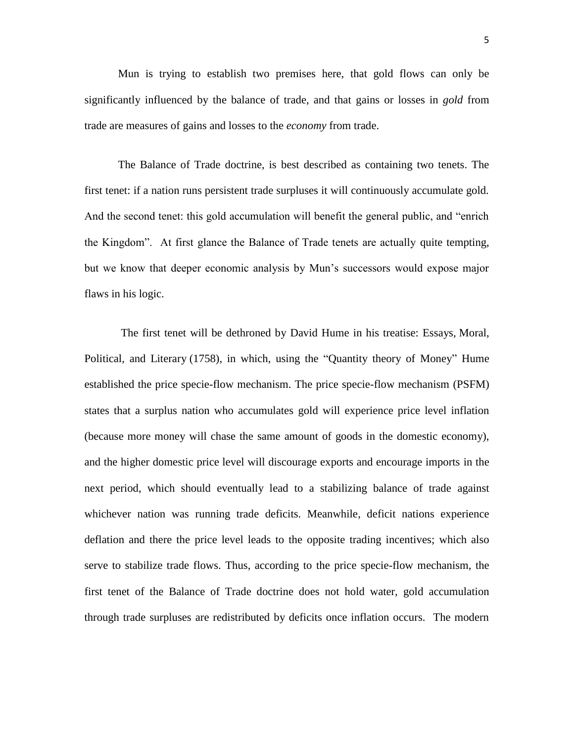Mun is trying to establish two premises here, that gold flows can only be significantly influenced by the balance of trade, and that gains or losses in *gold* from trade are measures of gains and losses to the *economy* from trade.

The Balance of Trade doctrine, is best described as containing two tenets. The first tenet: if a nation runs persistent trade surpluses it will continuously accumulate gold. And the second tenet: this gold accumulation will benefit the general public, and "enrich the Kingdom". At first glance the Balance of Trade tenets are actually quite tempting, but we know that deeper economic analysis by Mun's successors would expose major flaws in his logic.

The first tenet will be dethroned by David Hume in his treatise: Essays, Moral, Political, and Literary (1758), in which, using the "Quantity theory of Money" Hume established the price specie-flow mechanism. The price specie-flow mechanism (PSFM) states that a surplus nation who accumulates gold will experience price level inflation (because more money will chase the same amount of goods in the domestic economy), and the higher domestic price level will discourage exports and encourage imports in the next period, which should eventually lead to a stabilizing balance of trade against whichever nation was running trade deficits. Meanwhile, deficit nations experience deflation and there the price level leads to the opposite trading incentives; which also serve to stabilize trade flows. Thus, according to the price specie-flow mechanism, the first tenet of the Balance of Trade doctrine does not hold water, gold accumulation through trade surpluses are redistributed by deficits once inflation occurs. The modern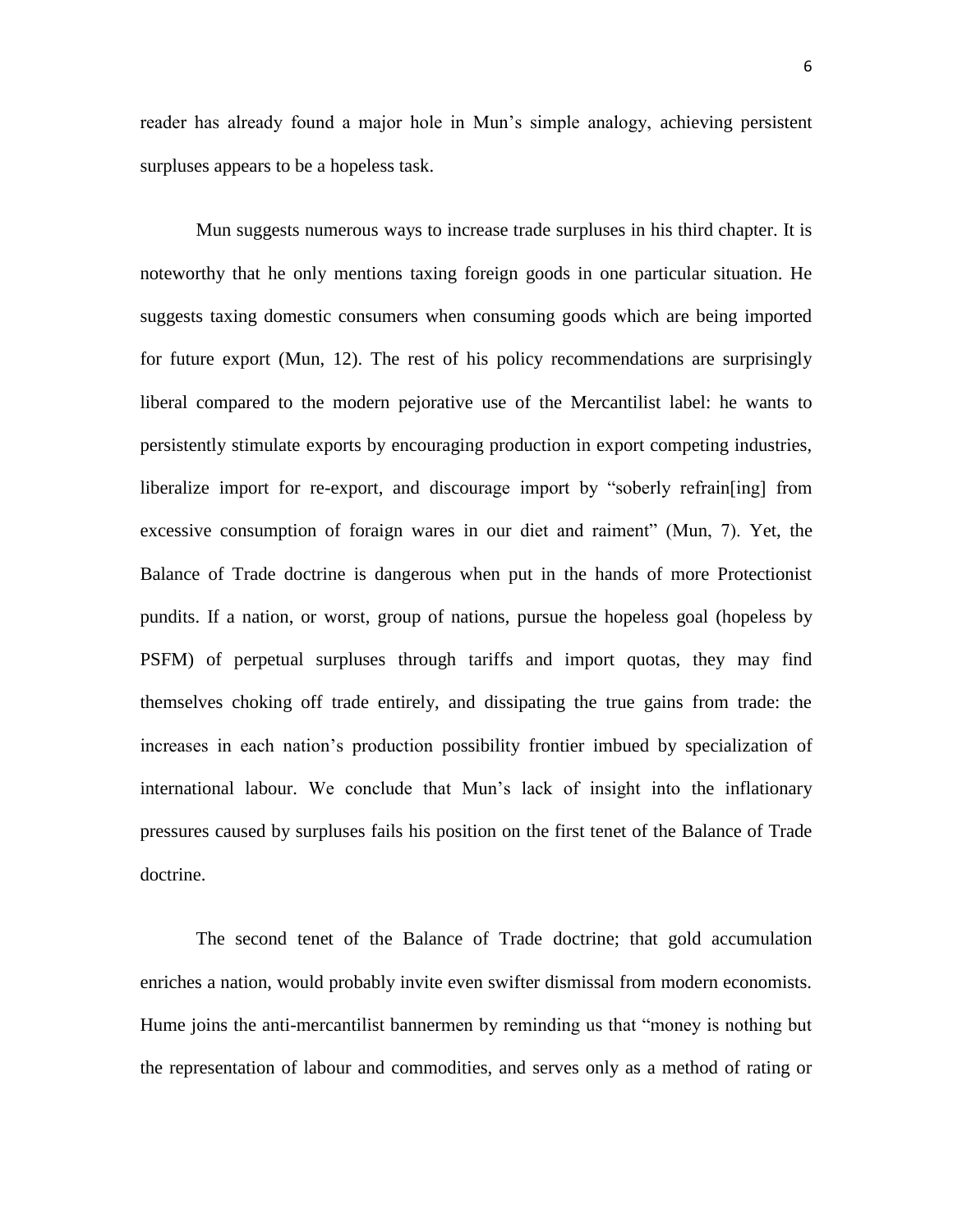reader has already found a major hole in Mun's simple analogy, achieving persistent surpluses appears to be a hopeless task.

Mun suggests numerous ways to increase trade surpluses in his third chapter. It is noteworthy that he only mentions taxing foreign goods in one particular situation. He suggests taxing domestic consumers when consuming goods which are being imported for future export (Mun, 12). The rest of his policy recommendations are surprisingly liberal compared to the modern pejorative use of the Mercantilist label: he wants to persistently stimulate exports by encouraging production in export competing industries, liberalize import for re-export, and discourage import by "soberly refrain[ing] from excessive consumption of foraign wares in our diet and raiment" (Mun, 7). Yet, the Balance of Trade doctrine is dangerous when put in the hands of more Protectionist pundits. If a nation, or worst, group of nations, pursue the hopeless goal (hopeless by PSFM) of perpetual surpluses through tariffs and import quotas, they may find themselves choking off trade entirely, and dissipating the true gains from trade: the increases in each nation's production possibility frontier imbued by specialization of international labour. We conclude that Mun's lack of insight into the inflationary pressures caused by surpluses fails his position on the first tenet of the Balance of Trade doctrine.

The second tenet of the Balance of Trade doctrine; that gold accumulation enriches a nation, would probably invite even swifter dismissal from modern economists. Hume joins the anti-mercantilist bannermen by reminding us that "money is nothing but the representation of labour and commodities, and serves only as a method of rating or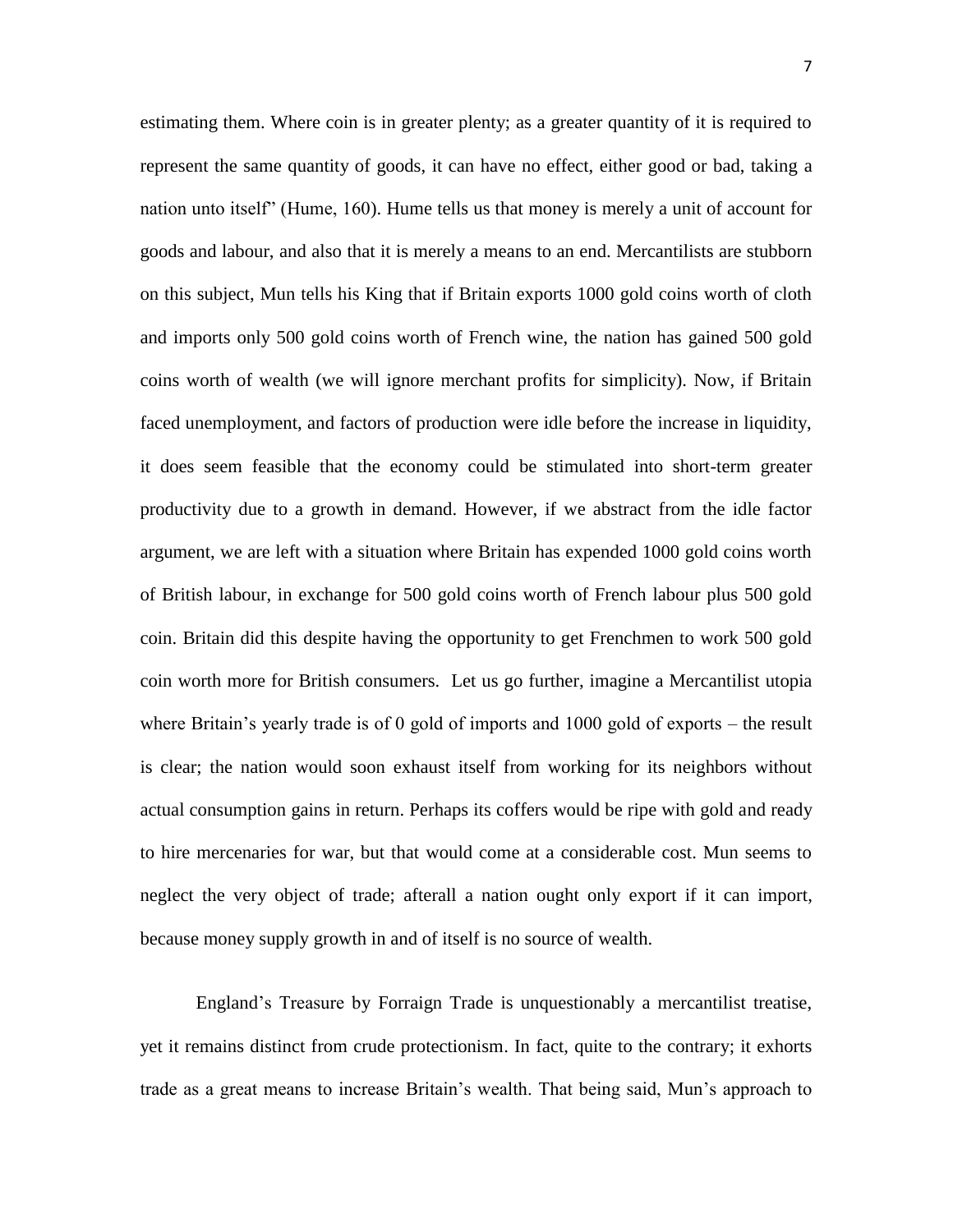estimating them. Where coin is in greater plenty; as a greater quantity of it is required to represent the same quantity of goods, it can have no effect, either good or bad, taking a nation unto itself" (Hume, 160). Hume tells us that money is merely a unit of account for goods and labour, and also that it is merely a means to an end. Mercantilists are stubborn on this subject, Mun tells his King that if Britain exports 1000 gold coins worth of cloth and imports only 500 gold coins worth of French wine, the nation has gained 500 gold coins worth of wealth (we will ignore merchant profits for simplicity). Now, if Britain faced unemployment, and factors of production were idle before the increase in liquidity, it does seem feasible that the economy could be stimulated into short-term greater productivity due to a growth in demand. However, if we abstract from the idle factor argument, we are left with a situation where Britain has expended 1000 gold coins worth of British labour, in exchange for 500 gold coins worth of French labour plus 500 gold coin. Britain did this despite having the opportunity to get Frenchmen to work 500 gold coin worth more for British consumers. Let us go further, imagine a Mercantilist utopia where Britain's yearly trade is of 0 gold of imports and 1000 gold of exports – the result is clear; the nation would soon exhaust itself from working for its neighbors without actual consumption gains in return. Perhaps its coffers would be ripe with gold and ready to hire mercenaries for war, but that would come at a considerable cost. Mun seems to neglect the very object of trade; afterall a nation ought only export if it can import, because money supply growth in and of itself is no source of wealth.

England's Treasure by Forraign Trade is unquestionably a mercantilist treatise, yet it remains distinct from crude protectionism. In fact, quite to the contrary; it exhorts trade as a great means to increase Britain's wealth. That being said, Mun's approach to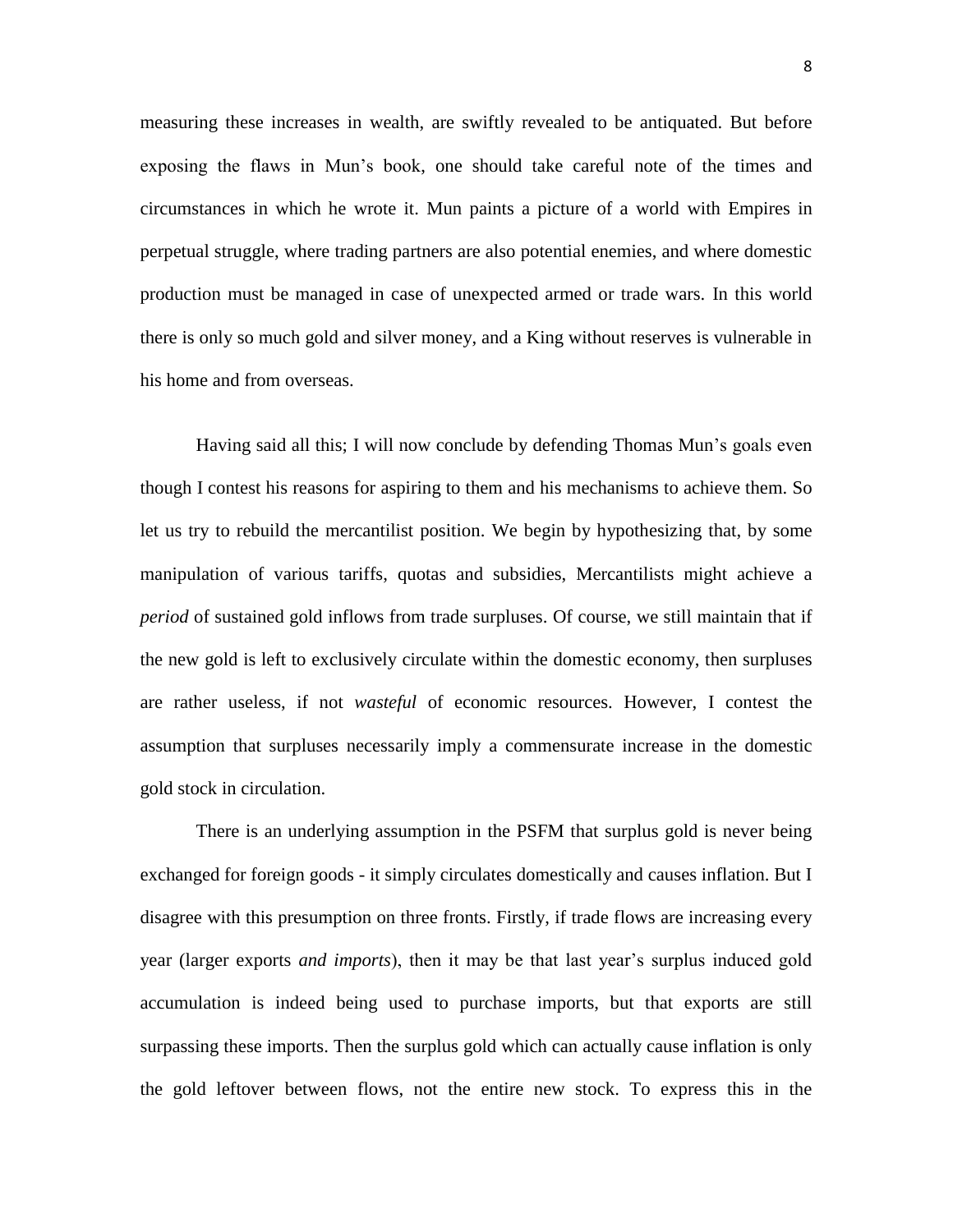measuring these increases in wealth, are swiftly revealed to be antiquated. But before exposing the flaws in Mun's book, one should take careful note of the times and circumstances in which he wrote it. Mun paints a picture of a world with Empires in perpetual struggle, where trading partners are also potential enemies, and where domestic production must be managed in case of unexpected armed or trade wars. In this world there is only so much gold and silver money, and a King without reserves is vulnerable in his home and from overseas.

Having said all this; I will now conclude by defending Thomas Mun's goals even though I contest his reasons for aspiring to them and his mechanisms to achieve them. So let us try to rebuild the mercantilist position. We begin by hypothesizing that, by some manipulation of various tariffs, quotas and subsidies, Mercantilists might achieve a *period* of sustained gold inflows from trade surpluses. Of course, we still maintain that if the new gold is left to exclusively circulate within the domestic economy, then surpluses are rather useless, if not *wasteful* of economic resources. However, I contest the assumption that surpluses necessarily imply a commensurate increase in the domestic gold stock in circulation.

There is an underlying assumption in the PSFM that surplus gold is never being exchanged for foreign goods - it simply circulates domestically and causes inflation. But I disagree with this presumption on three fronts. Firstly, if trade flows are increasing every year (larger exports *and imports*), then it may be that last year's surplus induced gold accumulation is indeed being used to purchase imports, but that exports are still surpassing these imports. Then the surplus gold which can actually cause inflation is only the gold leftover between flows, not the entire new stock. To express this in the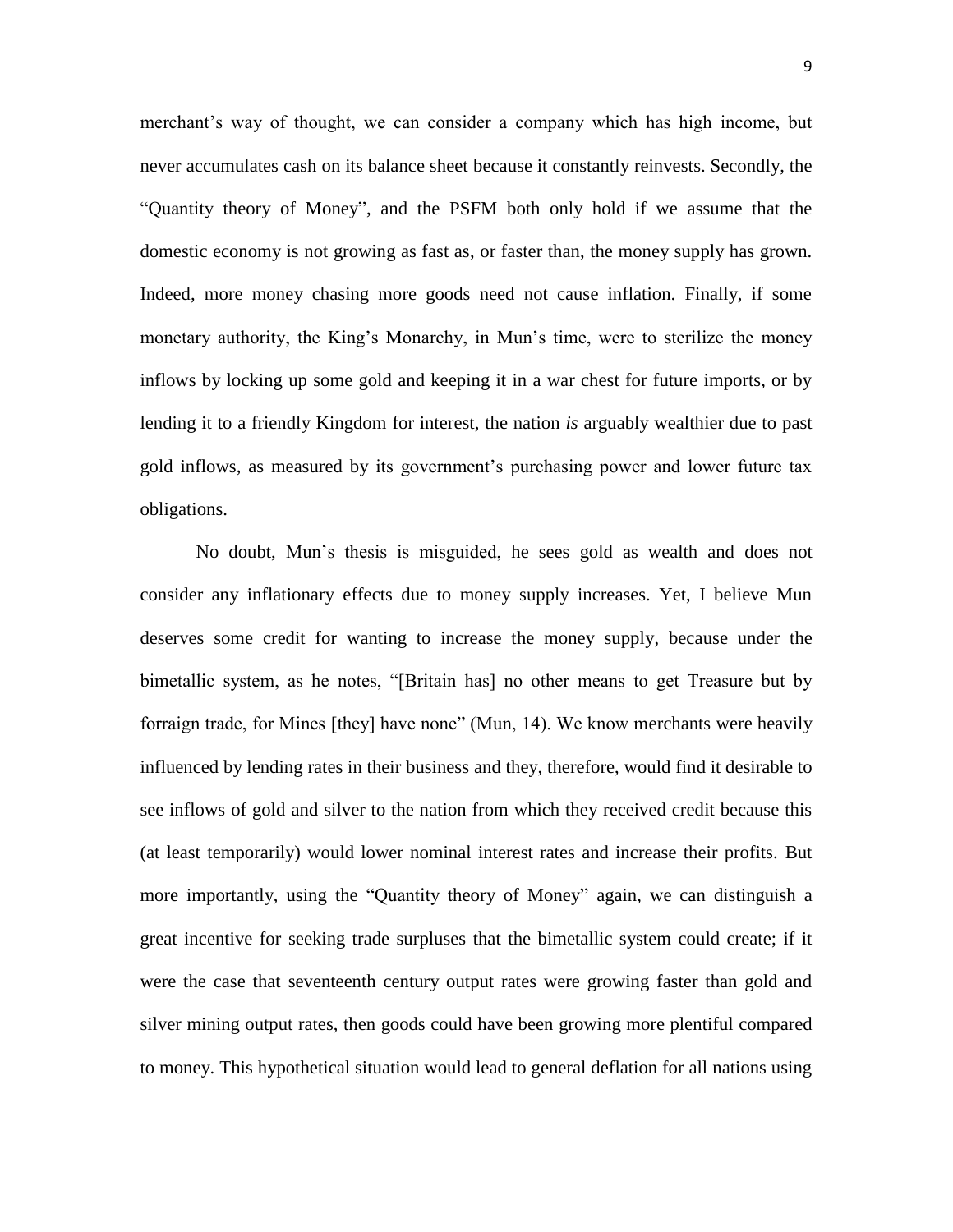merchant's way of thought, we can consider a company which has high income, but never accumulates cash on its balance sheet because it constantly reinvests. Secondly, the "Quantity theory of Money", and the PSFM both only hold if we assume that the domestic economy is not growing as fast as, or faster than, the money supply has grown. Indeed, more money chasing more goods need not cause inflation. Finally, if some monetary authority, the King's Monarchy, in Mun's time, were to sterilize the money inflows by locking up some gold and keeping it in a war chest for future imports, or by lending it to a friendly Kingdom for interest, the nation *is* arguably wealthier due to past gold inflows, as measured by its government's purchasing power and lower future tax obligations.

No doubt, Mun's thesis is misguided, he sees gold as wealth and does not consider any inflationary effects due to money supply increases. Yet, I believe Mun deserves some credit for wanting to increase the money supply, because under the bimetallic system, as he notes, "[Britain has] no other means to get Treasure but by forraign trade, for Mines [they] have none" (Mun, 14). We know merchants were heavily influenced by lending rates in their business and they, therefore, would find it desirable to see inflows of gold and silver to the nation from which they received credit because this (at least temporarily) would lower nominal interest rates and increase their profits. But more importantly, using the "Quantity theory of Money" again, we can distinguish a great incentive for seeking trade surpluses that the bimetallic system could create; if it were the case that seventeenth century output rates were growing faster than gold and silver mining output rates, then goods could have been growing more plentiful compared to money. This hypothetical situation would lead to general deflation for all nations using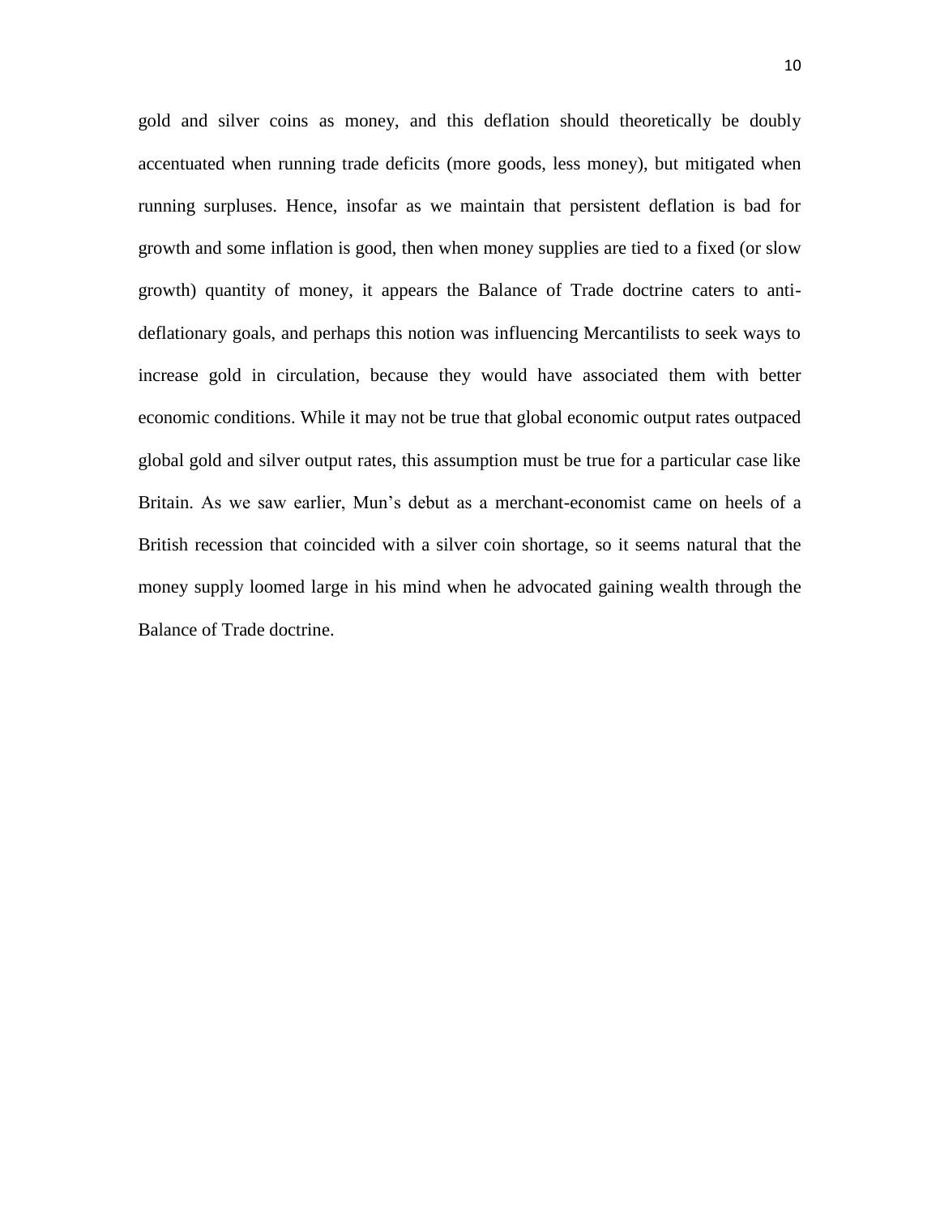gold and silver coins as money, and this deflation should theoretically be doubly accentuated when running trade deficits (more goods, less money), but mitigated when running surpluses. Hence, insofar as we maintain that persistent deflation is bad for growth and some inflation is good, then when money supplies are tied to a fixed (or slow growth) quantity of money, it appears the Balance of Trade doctrine caters to anti-deflationary goals, and perhaps this notion was influencing Mercantilists to seek ways to increase gold in circulation, because they would have associated them with better economic conditions. While it may not be true that global economic output rates outpaced global gold and silver output rates, this assumption must be true for a particular case like Britain. As we saw earlier, Mun's debut as a merchant-economist came on heels of a British recession that coincided with a silver coin shortage, so it seems natural that the money supply loomed large in his mind when he advocated gaining wealth through the Balance of Trade doctrine.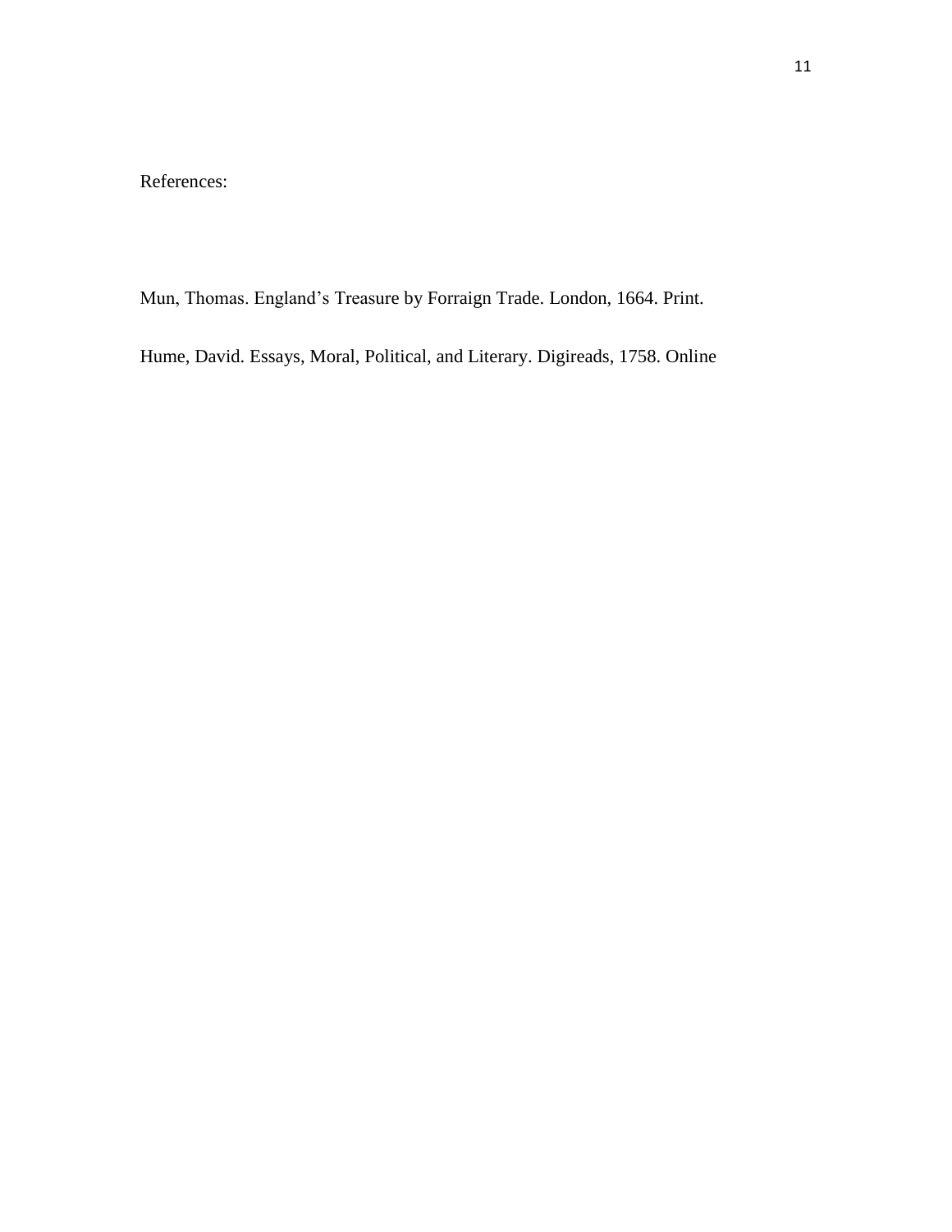References:

Mun, Thomas. England's Treasure by Forraign Trade. London, 1664. Print.

Hume, David. Essays, Moral, Political, and Literary. Digireads, 1758. Online